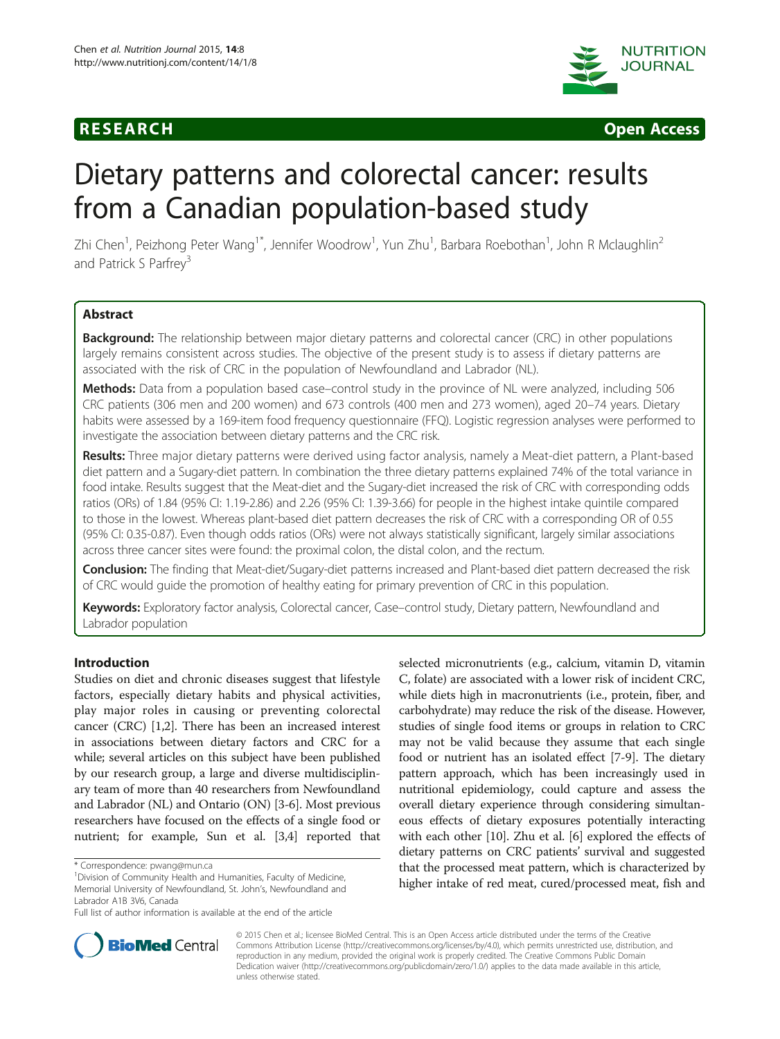**RESEARCH** **Open Access**

# Dietary patterns and colorectal cancer: results from a Canadian population-based study

Zhi Chen[1], Peizhong Peter Wang[1*], Jennifer Woodrow[1], Yun Zhu[1], Barbara Roebothan[1], John R Mclaughlin[2] and Patrick S Parfrey[3]

## Abstract

**Background:** The relationship between major dietary patterns and colorectal cancer (CRC) in other populations largely remains consistent across studies. The objective of the present study is to assess if dietary patterns are associated with the risk of CRC in the population of Newfoundland and Labrador (NL).

**Methods:** Data from a population based case–control study in the province of NL were analyzed, including 506 CRC patients (306 men and 200 women) and 673 controls (400 men and 273 women), aged 20–74 years. Dietary habits were assessed by a 169-item food frequency questionnaire (FFQ). Logistic regression analyses were performed to investigate the association between dietary patterns and the CRC risk.

**Results:** Three major dietary patterns were derived using factor analysis, namely a Meat-diet pattern, a Plant-based diet pattern and a Sugary-diet pattern. In combination the three dietary patterns explained 74% of the total variance in food intake. Results suggest that the Meat-diet and the Sugary-diet increased the risk of CRC with corresponding odds ratios (ORs) of 1.84 (95% CI: 1.19-2.86) and 2.26 (95% CI: 1.39-3.66) for people in the highest intake quintile compared to those in the lowest. Whereas plant-based diet pattern decreases the risk of CRC with a corresponding OR of 0.55 (95% CI: 0.35-0.87). Even though odds ratios (ORs) were not always statistically significant, largely similar associations across three cancer sites were found: the proximal colon, the distal colon, and the rectum.

**Conclusion:** The finding that Meat-diet/Sugary-diet patterns increased and Plant-based diet pattern decreased the risk of CRC would guide the promotion of healthy eating for primary prevention of CRC in this population.

**Keywords:** Exploratory factor analysis, Colorectal cancer, Case–control study, Dietary pattern, Newfoundland and Labrador population

## Introduction

Studies on diet and chronic diseases suggest that lifestyle factors, especially dietary habits and physical activities, play major roles in causing or preventing colorectal cancer (CRC) [1,2]. There has been an increased interest in associations between dietary factors and CRC for a while; several articles on this subject have been published by our research group, a large and diverse multidisciplinary team of more than 40 researchers from Newfoundland and Labrador (NL) and Ontario (ON) [3-6]. Most previous researchers have focused on the effects of a single food or nutrient; for example, Sun et al. [3,4] reported that selected micronutrients (e.g., calcium, vitamin D, vitamin C, folate) are associated with a lower risk of incident CRC, while diets high in macronutrients (i.e., protein, fiber, and carbohydrate) may reduce the risk of the disease. However, studies of single food items or groups in relation to CRC may not be valid because they assume that each single food or nutrient has an isolated effect [7-9]. The dietary pattern approach, which has been increasingly used in nutritional epidemiology, could capture and assess the overall dietary experience through considering simultaneous effects of dietary exposures potentially interacting with each other [10]. Zhu et al. [6] explored the effects of dietary patterns on CRC patients' survival and suggested that the processed meat pattern, which is characterized by higher intake of red meat, cured/processed meat, fish and

* Correspondence: pwang@mun.ca
[1]Division of Community Health and Humanities, Faculty of Medicine, Memorial University of Newfoundland, St. John's, Newfoundland and Labrador A1B 3V6, Canada
Full list of author information is available at the end of the article

© 2015 Chen et al.; licensee BioMed Central. This is an Open Access article distributed under the terms of the Creative Commons Attribution License (http://creativecommons.org/licenses/by/4.0), which permits unrestricted use, distribution, and reproduction in any medium, provided the original work is properly credited. The Creative Commons Public Domain Dedication waiver (http://creativecommons.org/publicdomain/zero/1.0/) applies to the data made available in this article, unless otherwise stated.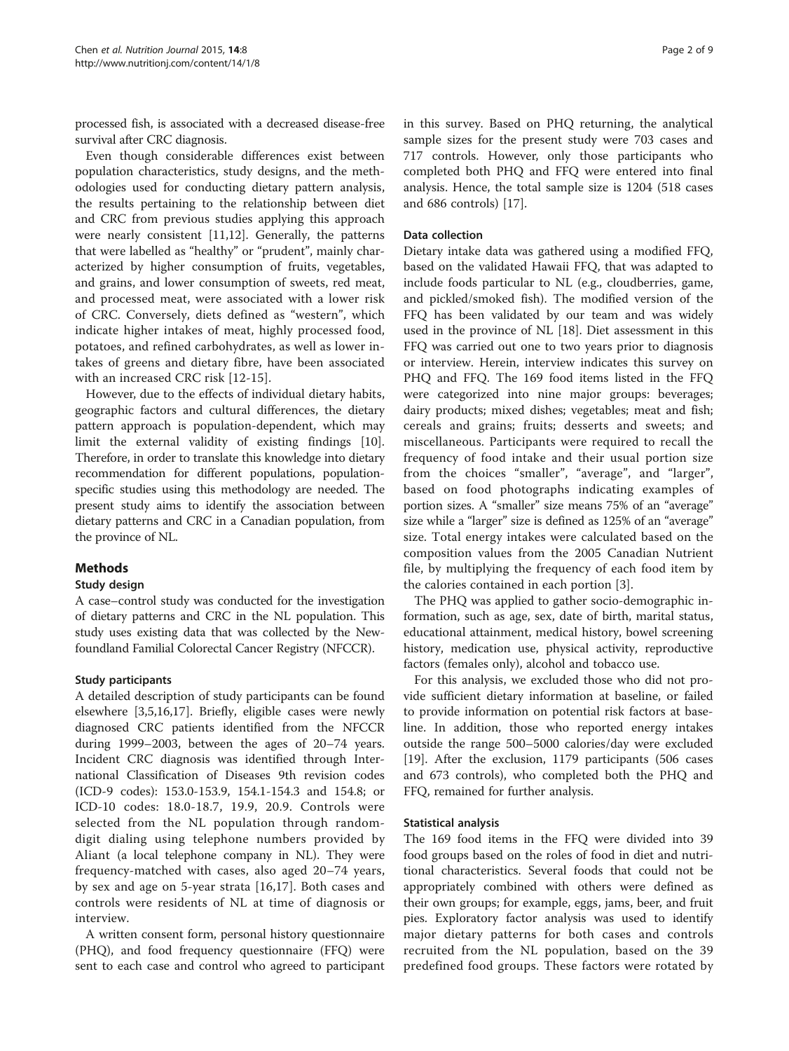processed fish, is associated with a decreased disease-free survival after CRC diagnosis.

Even though considerable differences exist between population characteristics, study designs, and the methodologies used for conducting dietary pattern analysis, the results pertaining to the relationship between diet and CRC from previous studies applying this approach were nearly consistent [11,12]. Generally, the patterns that were labelled as "healthy" or "prudent", mainly characterized by higher consumption of fruits, vegetables, and grains, and lower consumption of sweets, red meat, and processed meat, were associated with a lower risk of CRC. Conversely, diets defined as "western", which indicate higher intakes of meat, highly processed food, potatoes, and refined carbohydrates, as well as lower intakes of greens and dietary fibre, have been associated with an increased CRC risk [12-15].

However, due to the effects of individual dietary habits, geographic factors and cultural differences, the dietary pattern approach is population-dependent, which may limit the external validity of existing findings [10]. Therefore, in order to translate this knowledge into dietary recommendation for different populations, population-specific studies using this methodology are needed. The present study aims to identify the association between dietary patterns and CRC in a Canadian population, from the province of NL.

## Methods

### Study design

A case–control study was conducted for the investigation of dietary patterns and CRC in the NL population. This study uses existing data that was collected by the Newfoundland Familial Colorectal Cancer Registry (NFCCR).

### Study participants

A detailed description of study participants can be found elsewhere [3,5,16,17]. Briefly, eligible cases were newly diagnosed CRC patients identified from the NFCCR during 1999–2003, between the ages of 20–74 years. Incident CRC diagnosis was identified through International Classification of Diseases 9th revision codes (ICD-9 codes): 153.0-153.9, 154.1-154.3 and 154.8; or ICD-10 codes: 18.0-18.7, 19.9, 20.9. Controls were selected from the NL population through random-digit dialing using telephone numbers provided by Aliant (a local telephone company in NL). They were frequency-matched with cases, also aged 20–74 years, by sex and age on 5-year strata [16,17]. Both cases and controls were residents of NL at time of diagnosis or interview.

A written consent form, personal history questionnaire (PHQ), and food frequency questionnaire (FFQ) were sent to each case and control who agreed to participant in this survey. Based on PHQ returning, the analytical sample sizes for the present study were 703 cases and 717 controls. However, only those participants who completed both PHQ and FFQ were entered into final analysis. Hence, the total sample size is 1204 (518 cases and 686 controls) [17].

### Data collection

Dietary intake data was gathered using a modified FFQ, based on the validated Hawaii FFQ, that was adapted to include foods particular to NL (e.g., cloudberries, game, and pickled/smoked fish). The modified version of the FFQ has been validated by our team and was widely used in the province of NL [18]. Diet assessment in this FFQ was carried out one to two years prior to diagnosis or interview. Herein, interview indicates this survey on PHQ and FFQ. The 169 food items listed in the FFQ were categorized into nine major groups: beverages; dairy products; mixed dishes; vegetables; meat and fish; cereals and grains; fruits; desserts and sweets; and miscellaneous. Participants were required to recall the frequency of food intake and their usual portion size from the choices "smaller", "average", and "larger", based on food photographs indicating examples of portion sizes. A "smaller" size means 75% of an "average" size while a "larger" size is defined as 125% of an "average" size. Total energy intakes were calculated based on the composition values from the 2005 Canadian Nutrient file, by multiplying the frequency of each food item by the calories contained in each portion [3].

The PHQ was applied to gather socio-demographic information, such as age, sex, date of birth, marital status, educational attainment, medical history, bowel screening history, medication use, physical activity, reproductive factors (females only), alcohol and tobacco use.

For this analysis, we excluded those who did not provide sufficient dietary information at baseline, or failed to provide information on potential risk factors at baseline. In addition, those who reported energy intakes outside the range 500–5000 calories/day were excluded [19]. After the exclusion, 1179 participants (506 cases and 673 controls), who completed both the PHQ and FFQ, remained for further analysis.

### Statistical analysis

The 169 food items in the FFQ were divided into 39 food groups based on the roles of food in diet and nutritional characteristics. Several foods that could not be appropriately combined with others were defined as their own groups; for example, eggs, jams, beer, and fruit pies. Exploratory factor analysis was used to identify major dietary patterns for both cases and controls recruited from the NL population, based on the 39 predefined food groups. These factors were rotated by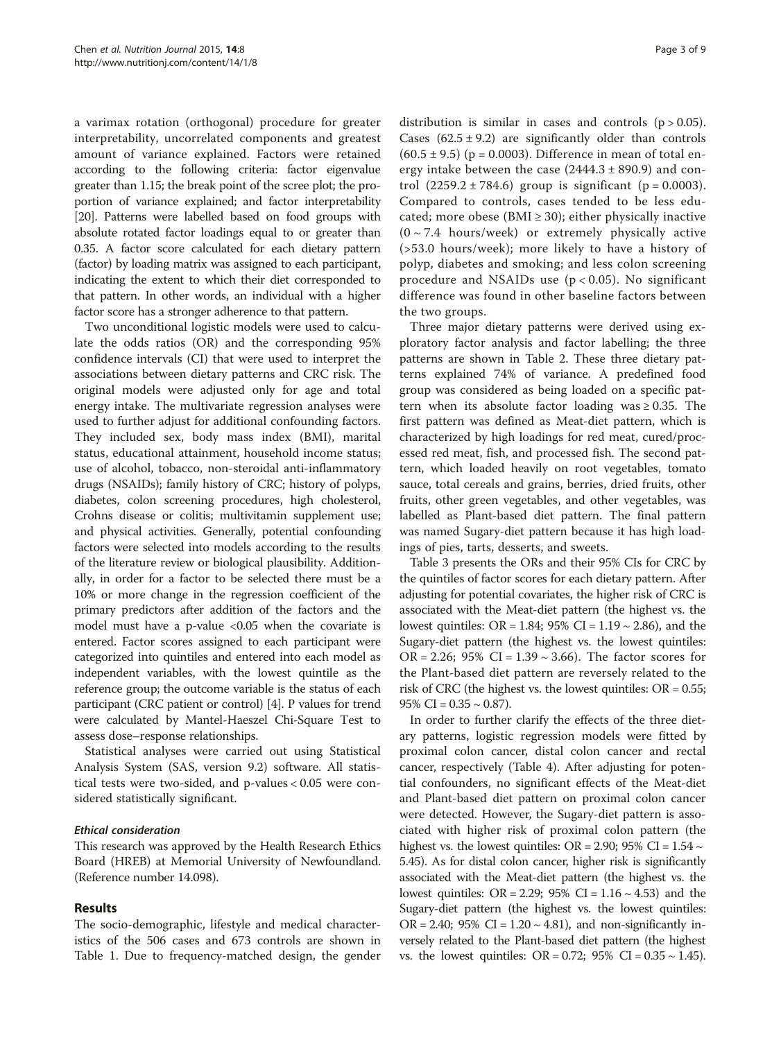a varimax rotation (orthogonal) procedure for greater interpretability, uncorrelated components and greatest amount of variance explained. Factors were retained according to the following criteria: factor eigenvalue greater than 1.15; the break point of the scree plot; the proportion of variance explained; and factor interpretability [20]. Patterns were labelled based on food groups with absolute rotated factor loadings equal to or greater than 0.35. A factor score calculated for each dietary pattern (factor) by loading matrix was assigned to each participant, indicating the extent to which their diet corresponded to that pattern. In other words, an individual with a higher factor score has a stronger adherence to that pattern.

Two unconditional logistic models were used to calculate the odds ratios (OR) and the corresponding 95% confidence intervals (CI) that were used to interpret the associations between dietary patterns and CRC risk. The original models were adjusted only for age and total energy intake. The multivariate regression analyses were used to further adjust for additional confounding factors. They included sex, body mass index (BMI), marital status, educational attainment, household income status; use of alcohol, tobacco, non-steroidal anti-inflammatory drugs (NSAIDs); family history of CRC; history of polyps, diabetes, colon screening procedures, high cholesterol, Crohns disease or colitis; multivitamin supplement use; and physical activities. Generally, potential confounding factors were selected into models according to the results of the literature review or biological plausibility. Additionally, in order for a factor to be selected there must be a 10% or more change in the regression coefficient of the primary predictors after addition of the factors and the model must have a p-value <0.05 when the covariate is entered. Factor scores assigned to each participant were categorized into quintiles and entered into each model as independent variables, with the lowest quintile as the reference group; the outcome variable is the status of each participant (CRC patient or control) [4]. P values for trend were calculated by Mantel-Haeszel Chi-Square Test to assess dose–response relationships.

Statistical analyses were carried out using Statistical Analysis System (SAS, version 9.2) software. All statistical tests were two-sided, and p-values < 0.05 were considered statistically significant.

#### *Ethical consideration*

This research was approved by the Health Research Ethics Board (HREB) at Memorial University of Newfoundland. (Reference number 14.098).

## Results

The socio-demographic, lifestyle and medical characteristics of the 506 cases and 673 controls are shown in Table 1. Due to frequency-matched design, the gender distribution is similar in cases and controls ($p > 0.05$). Cases ($62.5 \pm 9.2$) are significantly older than controls ($60.5 \pm 9.5$) ($p = 0.0003$). Difference in mean of total energy intake between the case ($2444.3 \pm 890.9$) and control ($2259.2 \pm 784.6$) group is significant ($p = 0.0003$). Compared to controls, cases tended to be less educated; more obese ($BMI \geq 30$); either physically inactive ($0 \sim 7.4$ hours/week) or extremely physically active (>53.0 hours/week); more likely to have a history of polyp, diabetes and smoking; and less colon screening procedure and NSAIDs use ($p < 0.05$). No significant difference was found in other baseline factors between the two groups.

Three major dietary patterns were derived using exploratory factor analysis and factor labelling; the three patterns are shown in Table 2. These three dietary patterns explained 74% of variance. A predefined food group was considered as being loaded on a specific pattern when its absolute factor loading was ≥ 0.35. The first pattern was defined as Meat-diet pattern, which is characterized by high loadings for red meat, cured/processed red meat, fish, and processed fish. The second pattern, which loaded heavily on root vegetables, tomato sauce, total cereals and grains, berries, dried fruits, other fruits, other green vegetables, and other vegetables, was labelled as Plant-based diet pattern. The final pattern was named Sugary-diet pattern because it has high loadings of pies, tarts, desserts, and sweets.

Table 3 presents the ORs and their 95% CIs for CRC by the quintiles of factor scores for each dietary pattern. After adjusting for potential covariates, the higher risk of CRC is associated with the Meat-diet pattern (the highest vs. the lowest quintiles: OR = 1.84; 95% CI = 1.19 ~ 2.86), and the Sugary-diet pattern (the highest vs. the lowest quintiles: OR = 2.26; 95% CI = 1.39 ~ 3.66). The factor scores for the Plant-based diet pattern are reversely related to the risk of CRC (the highest vs. the lowest quintiles: OR = 0.55; 95% CI = 0.35 ~ 0.87).

In order to further clarify the effects of the three dietary patterns, logistic regression models were fitted by proximal colon cancer, distal colon cancer and rectal cancer, respectively (Table 4). After adjusting for potential confounders, no significant effects of the Meat-diet and Plant-based diet pattern on proximal colon cancer were detected. However, the Sugary-diet pattern is associated with higher risk of proximal colon pattern (the highest vs. the lowest quintiles: OR = 2.90; 95% CI = 1.54 ~ 5.45). As for distal colon cancer, higher risk is significantly associated with the Meat-diet pattern (the highest vs. the lowest quintiles: OR = 2.29; 95% CI = 1.16 ~ 4.53) and the Sugary-diet pattern (the highest vs. the lowest quintiles: OR = 2.40; 95% CI = 1.20 ~ 4.81), and non-significantly inversely related to the Plant-based diet pattern (the highest vs. the lowest quintiles: OR = 0.72; 95% CI = 0.35 ~ 1.45).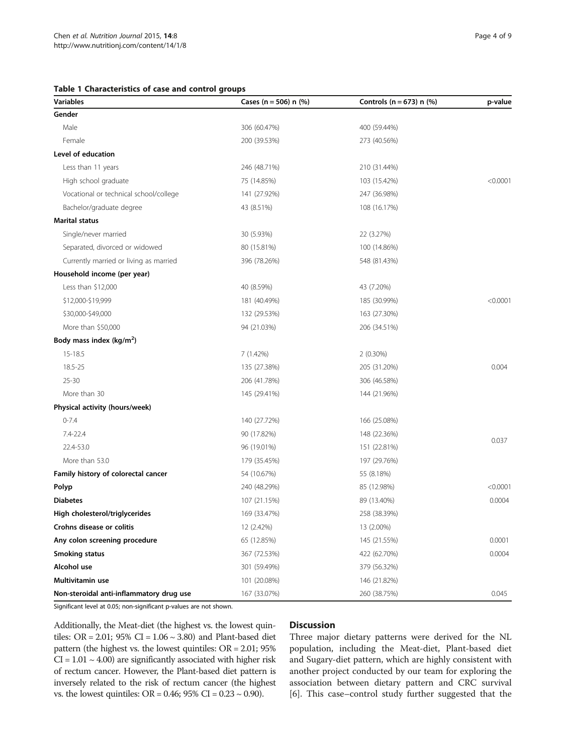**Table 1 Characteristics of case and control groups**

| Variables | Cases (n = 506) n (%) | Controls (n = 673) n (%) | p-value |
|---|---|---|---|
| **Gender** | | | |
| Male | 306 (60.47%) | 400 (59.44%) | |
| Female | 200 (39.53%) | 273 (40.56%) | |
| **Level of education** | | | |
| Less than 11 years | 246 (48.71%) | 210 (31.44%) | |
| High school graduate | 75 (14.85%) | 103 (15.42%) | <0.0001 |
| Vocational or technical school/college | 141 (27.92%) | 247 (36.98%) | |
| Bachelor/graduate degree | 43 (8.51%) | 108 (16.17%) | |
| **Marital status** | | | |
| Single/never married | 30 (5.93%) | 22 (3.27%) | |
| Separated, divorced or widowed | 80 (15.81%) | 100 (14.86%) | |
| Currently married or living as married | 396 (78.26%) | 548 (81.43%) | |
| **Household income (per year)** | | | |
| Less than $12,000 | 40 (8.59%) | 43 (7.20%) | |
| $12,000-$19,999 | 181 (40.49%) | 185 (30.99%) | <0.0001 |
| $30,000-$49,000 | 132 (29.53%) | 163 (27.30%) | |
| More than $50,000 | 94 (21.03%) | 206 (34.51%) | |
| **Body mass index (kg/m$^2$)** | | | |
| 15-18.5 | 7 (1.42%) | 2 (0.30%) | |
| 18.5-25 | 135 (27.38%) | 205 (31.20%) | 0.004 |
| 25-30 | 206 (41.78%) | 306 (46.58%) | |
| More than 30 | 145 (29.41%) | 144 (21.96%) | |
| **Physical activity (hours/week)** | | | |
| 0-7.4 | 140 (27.72%) | 166 (25.08%) | |
| 7.4-22.4 | 90 (17.82%) | 148 (22.36%) | 0.037 |
| 22.4-53.0 | 96 (19.01%) | 151 (22.81%) | |
| More than 53.0 | 179 (35.45%) | 197 (29.76%) | |
| **Family history of colorectal cancer** | 54 (10.67%) | 55 (8.18%) | |
| **Polyp** | 240 (48.29%) | 85 (12.98%) | <0.0001 |
| **Diabetes** | 107 (21.15%) | 89 (13.40%) | 0.0004 |
| **High cholesterol/triglycerides** | 169 (33.47%) | 258 (38.39%) | |
| **Crohns disease or colitis** | 12 (2.42%) | 13 (2.00%) | |
| **Any colon screening procedure** | 65 (12.85%) | 145 (21.55%) | 0.0001 |
| **Smoking status** | 367 (72.53%) | 422 (62.70%) | 0.0004 |
| **Alcohol use** | 301 (59.49%) | 379 (56.32%) | |
| **Multivitamin use** | 101 (20.08%) | 146 (21.82%) | |
| **Non-steroidal anti-inflammatory drug use** | 167 (33.07%) | 260 (38.75%) | 0.045 |

Significant level at 0.05; non-significant p-values are not shown.

Additionally, the Meat-diet (the highest vs. the lowest quintiles: OR = 2.01; 95% CI = 1.06 ~ 3.80) and Plant-based diet pattern (the highest vs. the lowest quintiles: OR = 2.01; 95% CI = 1.01 ~ 4.00) are significantly associated with higher risk of rectum cancer. However, the Plant-based diet pattern is inversely related to the risk of rectum cancer (the highest vs. the lowest quintiles: OR = 0.46; 95% CI = 0.23 ~ 0.90).

## Discussion

Three major dietary patterns were derived for the NL population, including the Meat-diet, Plant-based diet and Sugary-diet pattern, which are highly consistent with another project conducted by our team for exploring the association between dietary pattern and CRC survival [6]. This case–control study further suggested that the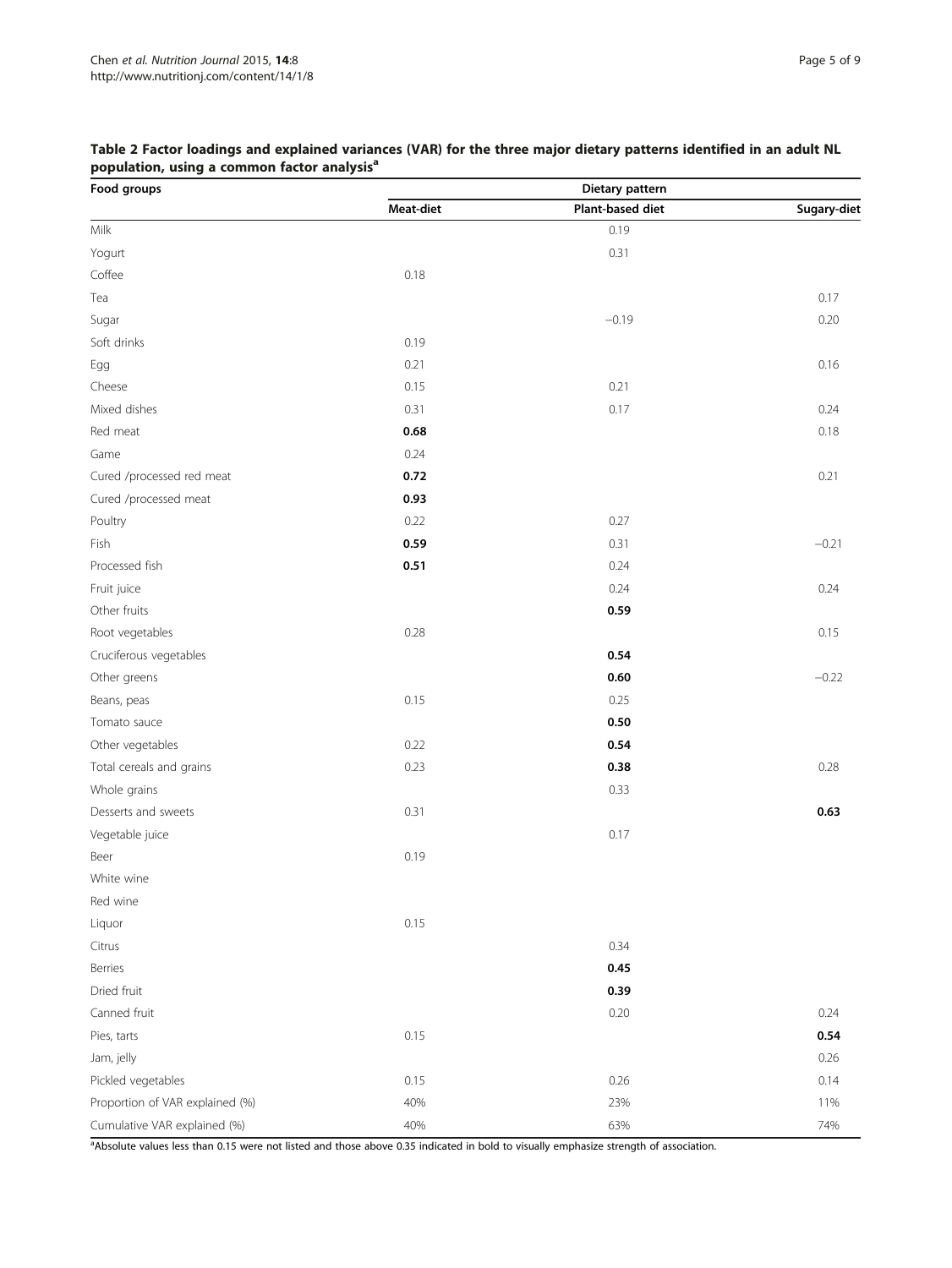**Table 2 Factor loadings and explained variances (VAR) for the three major dietary patterns identified in an adult NL population, using a common factor analysis[a]**

| Food groups | Dietary pattern | | |
|---|---|---|---|
| | Meat-diet | Plant-based diet | Sugary-diet |
| Milk | | 0.19 | |
| Yogurt | | 0.31 | |
| Coffee | 0.18 | | |
| Tea | | | 0.17 |
| Sugar | | −0.19 | 0.20 |
| Soft drinks | 0.19 | | |
| Egg | 0.21 | | 0.16 |
| Cheese | 0.15 | 0.21 | |
| Mixed dishes | 0.31 | 0.17 | 0.24 |
| Red meat | **0.68** | | 0.18 |
| Game | 0.24 | | |
| Cured /processed red meat | **0.72** | | 0.21 |
| Cured /processed meat | **0.93** | | |
| Poultry | 0.22 | 0.27 | |
| Fish | **0.59** | 0.31 | −0.21 |
| Processed fish | **0.51** | 0.24 | |
| Fruit juice | | 0.24 | 0.24 |
| Other fruits | | **0.59** | |
| Root vegetables | 0.28 | | 0.15 |
| Cruciferous vegetables | | **0.54** | |
| Other greens | | **0.60** | −0.22 |
| Beans, peas | 0.15 | 0.25 | |
| Tomato sauce | | **0.50** | |
| Other vegetables | 0.22 | **0.54** | |
| Total cereals and grains | 0.23 | **0.38** | 0.28 |
| Whole grains | | 0.33 | |
| Desserts and sweets | 0.31 | | **0.63** |
| Vegetable juice | | 0.17 | |
| Beer | 0.19 | | |
| White wine | | | |
| Red wine | | | |
| Liquor | 0.15 | | |
| Citrus | | 0.34 | |
| Berries | | **0.45** | |
| Dried fruit | | **0.39** | |
| Canned fruit | | 0.20 | 0.24 |
| Pies, tarts | 0.15 | | **0.54** |
| Jam, jelly | | | 0.26 |
| Pickled vegetables | 0.15 | 0.26 | 0.14 |
| Proportion of VAR explained (%) | 40% | 23% | 11% |
| Cumulative VAR explained (%) | 40% | 63% | 74% |

[a]Absolute values less than 0.15 were not listed and those above 0.35 indicated in bold to visually emphasize strength of association.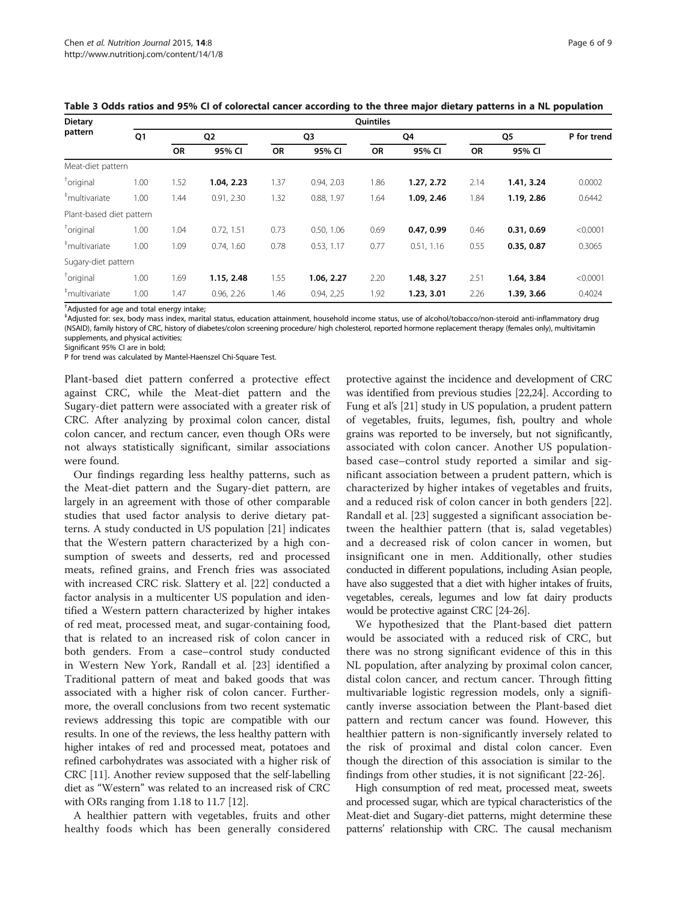**Table 3 Odds ratios and 95% CI of colorectal cancer according to the three major dietary patterns in a NL population**

| Dietary pattern | Quintiles | | | | | | | | | |
|---|---|---|---|---|---|---|---|---|---|---|
| | Q1 | Q2 | | Q3 | | Q4 | | Q5 | | P for trend |
| | | OR | 95% CI | OR | 95% CI | OR | 95% CI | OR | 95% CI | |
| Meat-diet pattern | | | | | | | | | | |
| [†]original | 1.00 | 1.52 | **1.04, 2.23** | 1.37 | 0.94, 2.03 | 1.86 | **1.27, 2.72** | 2.14 | **1.41, 3.24** | 0.0002 |
| [‡]multivariate | 1.00 | 1.44 | 0.91, 2.30 | 1.32 | 0.88, 1.97 | 1.64 | **1.09, 2.46** | 1.84 | **1.19, 2.86** | 0.6442 |
| Plant-based diet pattern | | | | | | | | | | |
| [†]original | 1.00 | 1.04 | 0.72, 1.51 | 0.73 | 0.50, 1.06 | 0.69 | **0.47, 0.99** | 0.46 | **0.31, 0.69** | <0.0001 |
| [‡]multivariate | 1.00 | 1.09 | 0.74, 1.60 | 0.78 | 0.53, 1.17 | 0.77 | 0.51, 1.16 | 0.55 | **0.35, 0.87** | 0.3065 |
| Sugary-diet pattern | | | | | | | | | | |
| [†]original | 1.00 | 1.69 | **1.15, 2.48** | 1.55 | **1.06, 2.27** | 2.20 | **1.48, 3.27** | 2.51 | **1.64, 3.84** | <0.0001 |
| [‡]multivariate | 1.00 | 1.47 | 0.96, 2.26 | 1.46 | 0.94, 2,25 | 1.92 | **1.23, 3.01** | 2.26 | **1.39, 3.66** | 0.4024 |

[†]Adjusted for age and total energy intake;
[‡]Adjusted for: sex, body mass index, marital status, education attainment, household income status, use of alcohol/tobacco/non-steroid anti-inflammatory drug (NSAID), family history of CRC, history of diabetes/colon screening procedure/ high cholesterol, reported hormone replacement therapy (females only), multivitamin supplements, and physical activities;
Significant 95% CI are in bold;
P for trend was calculated by Mantel-Haenszel Chi-Square Test.

Plant-based diet pattern conferred a protective effect against CRC, while the Meat-diet pattern and the Sugary-diet pattern were associated with a greater risk of CRC. After analyzing by proximal colon cancer, distal colon cancer, and rectum cancer, even though ORs were not always statistically significant, similar associations were found.

Our findings regarding less healthy patterns, such as the Meat-diet pattern and the Sugary-diet pattern, are largely in an agreement with those of other comparable studies that used factor analysis to derive dietary patterns. A study conducted in US population [21] indicates that the Western pattern characterized by a high consumption of sweets and desserts, red and processed meats, refined grains, and French fries was associated with increased CRC risk. Slattery et al. [22] conducted a factor analysis in a multicenter US population and identified a Western pattern characterized by higher intakes of red meat, processed meat, and sugar-containing food, that is related to an increased risk of colon cancer in both genders. From a case–control study conducted in Western New York, Randall et al. [23] identified a Traditional pattern of meat and baked goods that was associated with a higher risk of colon cancer. Furthermore, the overall conclusions from two recent systematic reviews addressing this topic are compatible with our results. In one of the reviews, the less healthy pattern with higher intakes of red and processed meat, potatoes and refined carbohydrates was associated with a higher risk of CRC [11]. Another review supposed that the self-labelling diet as "Western" was related to an increased risk of CRC with ORs ranging from 1.18 to 11.7 [12].

A healthier pattern with vegetables, fruits and other healthy foods which has been generally considered protective against the incidence and development of CRC was identified from previous studies [22,24]. According to Fung et al's [21] study in US population, a prudent pattern of vegetables, fruits, legumes, fish, poultry and whole grains was reported to be inversely, but not significantly, associated with colon cancer. Another US population-based case–control study reported a similar and significant association between a prudent pattern, which is characterized by higher intakes of vegetables and fruits, and a reduced risk of colon cancer in both genders [22]. Randall et al. [23] suggested a significant association between the healthier pattern (that is, salad vegetables) and a decreased risk of colon cancer in women, but insignificant one in men. Additionally, other studies conducted in different populations, including Asian people, have also suggested that a diet with higher intakes of fruits, vegetables, cereals, legumes and low fat dairy products would be protective against CRC [24-26].

We hypothesized that the Plant-based diet pattern would be associated with a reduced risk of CRC, but there was no strong significant evidence of this in this NL population, after analyzing by proximal colon cancer, distal colon cancer, and rectum cancer. Through fitting multivariable logistic regression models, only a significantly inverse association between the Plant-based diet pattern and rectum cancer was found. However, this healthier pattern is non-significantly inversely related to the risk of proximal and distal colon cancer. Even though the direction of this association is similar to the findings from other studies, it is not significant [22-26].

High consumption of red meat, processed meat, sweets and processed sugar, which are typical characteristics of the Meat-diet and Sugary-diet patterns, might determine these patterns' relationship with CRC. The causal mechanism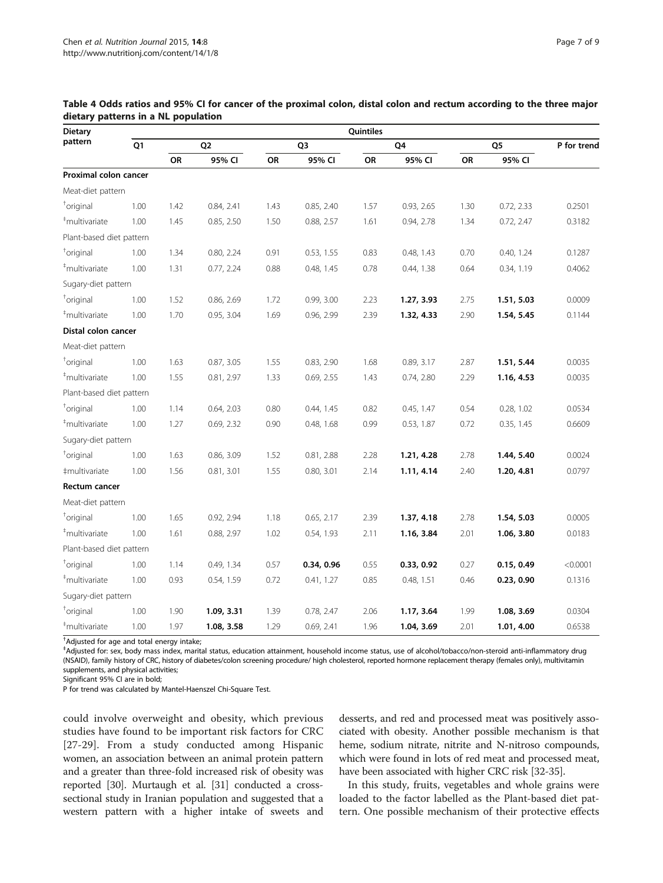**Table 4 Odds ratios and 95% CI for cancer of the proximal colon, distal colon and rectum according to the three major dietary patterns in a NL population**

| Dietary pattern | Quintiles | | | | | | | | | |
|---|---|---|---|---|---|---|---|---|---|---|
| | Q1 | Q2 | | Q3 | | Q4 | | Q5 | | P for trend |
| | | OR | 95% CI | OR | 95% CI | OR | 95% CI | OR | 95% CI | |
| **Proximal colon cancer** | | | | | | | | | | |
| Meat-diet pattern | | | | | | | | | | |
| †original | 1.00 | 1.42 | 0.84, 2.41 | 1.43 | 0.85, 2.40 | 1.57 | 0.93, 2.65 | 1.30 | 0.72, 2.33 | 0.2501 |
| ‡multivariate | 1.00 | 1.45 | 0.85, 2.50 | 1.50 | 0.88, 2.57 | 1.61 | 0.94, 2.78 | 1.34 | 0.72, 2.47 | 0.3182 |
| Plant-based diet pattern | | | | | | | | | | |
| †original | 1.00 | 1.34 | 0.80, 2.24 | 0.91 | 0.53, 1.55 | 0.83 | 0.48, 1.43 | 0.70 | 0.40, 1.24 | 0.1287 |
| ‡multivariate | 1.00 | 1.31 | 0.77, 2.24 | 0.88 | 0.48, 1.45 | 0.78 | 0.44, 1.38 | 0.64 | 0.34, 1.19 | 0.4062 |
| Sugary-diet pattern | | | | | | | | | | |
| †original | 1.00 | 1.52 | 0.86, 2.69 | 1.72 | 0.99, 3.00 | 2.23 | **1.27, 3.93** | 2.75 | **1.51, 5.03** | 0.0009 |
| ‡multivariate | 1.00 | 1.70 | 0.95, 3.04 | 1.69 | 0.96, 2.99 | 2.39 | **1.32, 4.33** | 2.90 | **1.54, 5.45** | 0.1144 |
| **Distal colon cancer** | | | | | | | | | | |
| Meat-diet pattern | | | | | | | | | | |
| †original | 1.00 | 1.63 | 0.87, 3.05 | 1.55 | 0.83, 2.90 | 1.68 | 0.89, 3.17 | 2.87 | **1.51, 5.44** | 0.0035 |
| ‡multivariate | 1.00 | 1.55 | 0.81, 2.97 | 1.33 | 0.69, 2.55 | 1.43 | 0.74, 2.80 | 2.29 | **1.16, 4.53** | 0.0035 |
| Plant-based diet pattern | | | | | | | | | | |
| †original | 1.00 | 1.14 | 0.64, 2.03 | 0.80 | 0.44, 1.45 | 0.82 | 0.45, 1.47 | 0.54 | 0.28, 1.02 | 0.0534 |
| ‡multivariate | 1.00 | 1.27 | 0.69, 2.32 | 0.90 | 0.48, 1.68 | 0.99 | 0.53, 1.87 | 0.72 | 0.35, 1.45 | 0.6609 |
| Sugary-diet pattern | | | | | | | | | | |
| †original | 1.00 | 1.63 | 0.86, 3.09 | 1.52 | 0.81, 2.88 | 2.28 | **1.21, 4.28** | 2.78 | **1.44, 5.40** | 0.0024 |
| ‡multivariate | 1.00 | 1.56 | 0.81, 3.01 | 1.55 | 0.80, 3.01 | 2.14 | **1.11, 4.14** | 2.40 | **1.20, 4.81** | 0.0797 |
| **Rectum cancer** | | | | | | | | | | |
| Meat-diet pattern | | | | | | | | | | |
| †original | 1.00 | 1.65 | 0.92, 2.94 | 1.18 | 0.65, 2.17 | 2.39 | **1.37, 4.18** | 2.78 | **1.54, 5.03** | 0.0005 |
| ‡multivariate | 1.00 | 1.61 | 0.88, 2.97 | 1.02 | 0.54, 1.93 | 2.11 | **1.16, 3.84** | 2.01 | **1.06, 3.80** | 0.0183 |
| Plant-based diet pattern | | | | | | | | | | |
| †original | 1.00 | 1.14 | 0.49, 1.34 | 0.57 | **0.34, 0.96** | 0.55 | **0.33, 0.92** | 0.27 | **0.15, 0.49** | <0.0001 |
| ‡multivariate | 1.00 | 0.93 | 0.54, 1.59 | 0.72 | 0.41, 1.27 | 0.85 | 0.48, 1.51 | 0.46 | **0.23, 0.90** | 0.1316 |
| Sugary-diet pattern | | | | | | | | | | |
| †original | 1.00 | 1.90 | **1.09, 3.31** | 1.39 | 0.78, 2.47 | 2.06 | **1.17, 3.64** | 1.99 | **1.08, 3.69** | 0.0304 |
| ‡multivariate | 1.00 | 1.97 | **1.08, 3.58** | 1.29 | 0.69, 2.41 | 1.96 | **1.04, 3.69** | 2.01 | **1.01, 4.00** | 0.6538 |

†Adjusted for age and total energy intake;
‡Adjusted for: sex, body mass index, marital status, education attainment, household income status, use of alcohol/tobacco/non-steroid anti-inflammatory drug (NSAID), family history of CRC, history of diabetes/colon screening procedure/ high cholesterol, reported hormone replacement therapy (females only), multivitamin supplements, and physical activities;
Significant 95% CI are in bold;
P for trend was calculated by Mantel-Haenszel Chi-Square Test.

could involve overweight and obesity, which previous studies have found to be important risk factors for CRC [27-29]. From a study conducted among Hispanic women, an association between an animal protein pattern and a greater than three-fold increased risk of obesity was reported [30]. Murtaugh et al. [31] conducted a cross-sectional study in Iranian population and suggested that a western pattern with a higher intake of sweets and desserts, and red and processed meat was positively associated with obesity. Another possible mechanism is that heme, sodium nitrate, nitrite and N-nitroso compounds, which were found in lots of red meat and processed meat, have been associated with higher CRC risk [32-35].

In this study, fruits, vegetables and whole grains were loaded to the factor labelled as the Plant-based diet pattern. One possible mechanism of their protective effects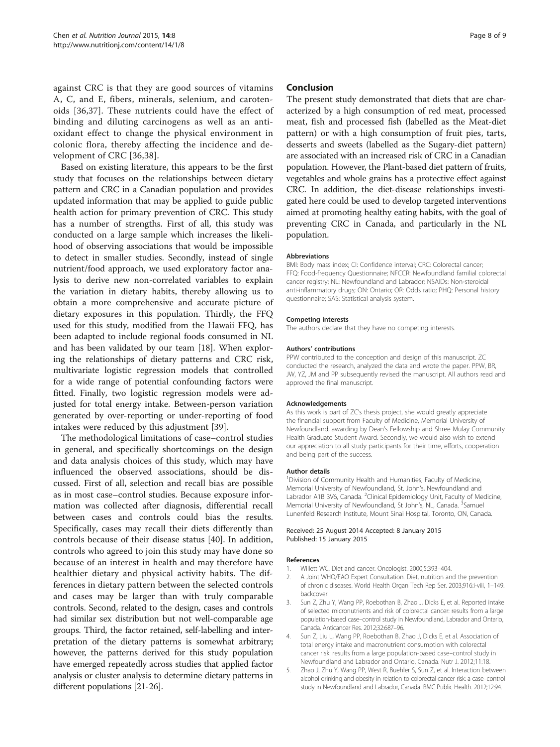against CRC is that they are good sources of vitamins A, C, and E, fibers, minerals, selenium, and carotenoids [36,37]. These nutrients could have the effect of binding and diluting carcinogens as well as an antioxidant effect to change the physical environment in colonic flora, thereby affecting the incidence and development of CRC [36,38].

Based on existing literature, this appears to be the first study that focuses on the relationships between dietary pattern and CRC in a Canadian population and provides updated information that may be applied to guide public health action for primary prevention of CRC. This study has a number of strengths. First of all, this study was conducted on a large sample which increases the likelihood of observing associations that would be impossible to detect in smaller studies. Secondly, instead of single nutrient/food approach, we used exploratory factor analysis to derive new non-correlated variables to explain the variation in dietary habits, thereby allowing us to obtain a more comprehensive and accurate picture of dietary exposures in this population. Thirdly, the FFQ used for this study, modified from the Hawaii FFQ, has been adapted to include regional foods consumed in NL and has been validated by our team [18]. When exploring the relationships of dietary patterns and CRC risk, multivariate logistic regression models that controlled for a wide range of potential confounding factors were fitted. Finally, two logistic regression models were adjusted for total energy intake. Between-person variation generated by over-reporting or under-reporting of food intakes were reduced by this adjustment [39].

The methodological limitations of case–control studies in general, and specifically shortcomings on the design and data analysis choices of this study, which may have influenced the observed associations, should be discussed. First of all, selection and recall bias are possible as in most case–control studies. Because exposure information was collected after diagnosis, differential recall between cases and controls could bias the results. Specifically, cases may recall their diets differently than controls because of their disease status [40]. In addition, controls who agreed to join this study may have done so because of an interest in health and may therefore have healthier dietary and physical activity habits. The differences in dietary pattern between the selected controls and cases may be larger than with truly comparable controls. Second, related to the design, cases and controls had similar sex distribution but not well-comparable age groups. Third, the factor retained, self-labelling and interpretation of the dietary patterns is somewhat arbitrary; however, the patterns derived for this study population have emerged repeatedly across studies that applied factor analysis or cluster analysis to determine dietary patterns in different populations [21-26].

## Conclusion

The present study demonstrated that diets that are characterized by a high consumption of red meat, processed meat, fish and processed fish (labelled as the Meat-diet pattern) or with a high consumption of fruit pies, tarts, desserts and sweets (labelled as the Sugary-diet pattern) are associated with an increased risk of CRC in a Canadian population. However, the Plant-based diet pattern of fruits, vegetables and whole grains has a protective effect against CRC. In addition, the diet-disease relationships investigated here could be used to develop targeted interventions aimed at promoting healthy eating habits, with the goal of preventing CRC in Canada, and particularly in the NL population.

#### Abbreviations

BMI: Body mass index; CI: Confidence interval; CRC: Colorectal cancer; FFQ: Food-frequency Questionnaire; NFCCR: Newfoundland familial colorectal cancer registry; NL: Newfoundland and Labrador; NSAIDs: Non-steroidal anti-inflammatory drugs; ON: Ontario; OR: Odds ratio; PHQ: Personal history questionnaire; SAS: Statistical analysis system.

#### Competing interests

The authors declare that they have no competing interests.

#### Authors' contributions

PPW contributed to the conception and design of this manuscript. ZC conducted the research, analyzed the data and wrote the paper. PPW, BR, JW, YZ, JM and PP subsequently revised the manuscript. All authors read and approved the final manuscript.

#### Acknowledgements

As this work is part of ZC's thesis project, she would greatly appreciate the financial support from Faculty of Medicine, Memorial University of Newfoundland, awarding by Dean's Fellowship and Shree Mulay Community Health Graduate Student Award. Secondly, we would also wish to extend our appreciation to all study participants for their time, efforts, cooperation and being part of the success.

#### Author details

[1]Division of Community Health and Humanities, Faculty of Medicine, Memorial University of Newfoundland, St. John's, Newfoundland and Labrador A1B 3V6, Canada. [2]Clinical Epidemiology Unit, Faculty of Medicine, Memorial University of Newfoundland, St John's, NL, Canada. [3]Samuel Lunenfeld Research Institute, Mount Sinai Hospital, Toronto, ON, Canada.

Received: 25 August 2014 Accepted: 8 January 2015
Published: 15 January 2015

#### References

1. Willett WC. Diet and cancer. Oncologist. 2000;5:393–404.
2. A Joint WHO/FAO Expert Consultation. Diet, nutrition and the prevention of chronic diseases. World Health Organ Tech Rep Ser. 2003;916:i-viii, 1–149. backcover.
3. Sun Z, Zhu Y, Wang PP, Roebothan B, Zhao J, Dicks E, et al. Reported intake of selected micronutrients and risk of colorectal cancer: results from a large population-based case–control study in Newfoundland, Labrador and Ontario, Canada. Anticancer Res. 2012;32:687–96.
4. Sun Z, Liu L, Wang PP, Roebothan B, Zhao J, Dicks E, et al. Association of total energy intake and macronutrient consumption with colorectal cancer risk: results from a large population-based case–control study in Newfoundland and Labrador and Ontario, Canada. Nutr J. 2012;11:18.
5. Zhao J, Zhu Y, Wang PP, West R, Buehler S, Sun Z, et al. Interaction between alcohol drinking and obesity in relation to colorectal cancer risk: a case–control study in Newfoundland and Labrador, Canada. BMC Public Health. 2012;12:94.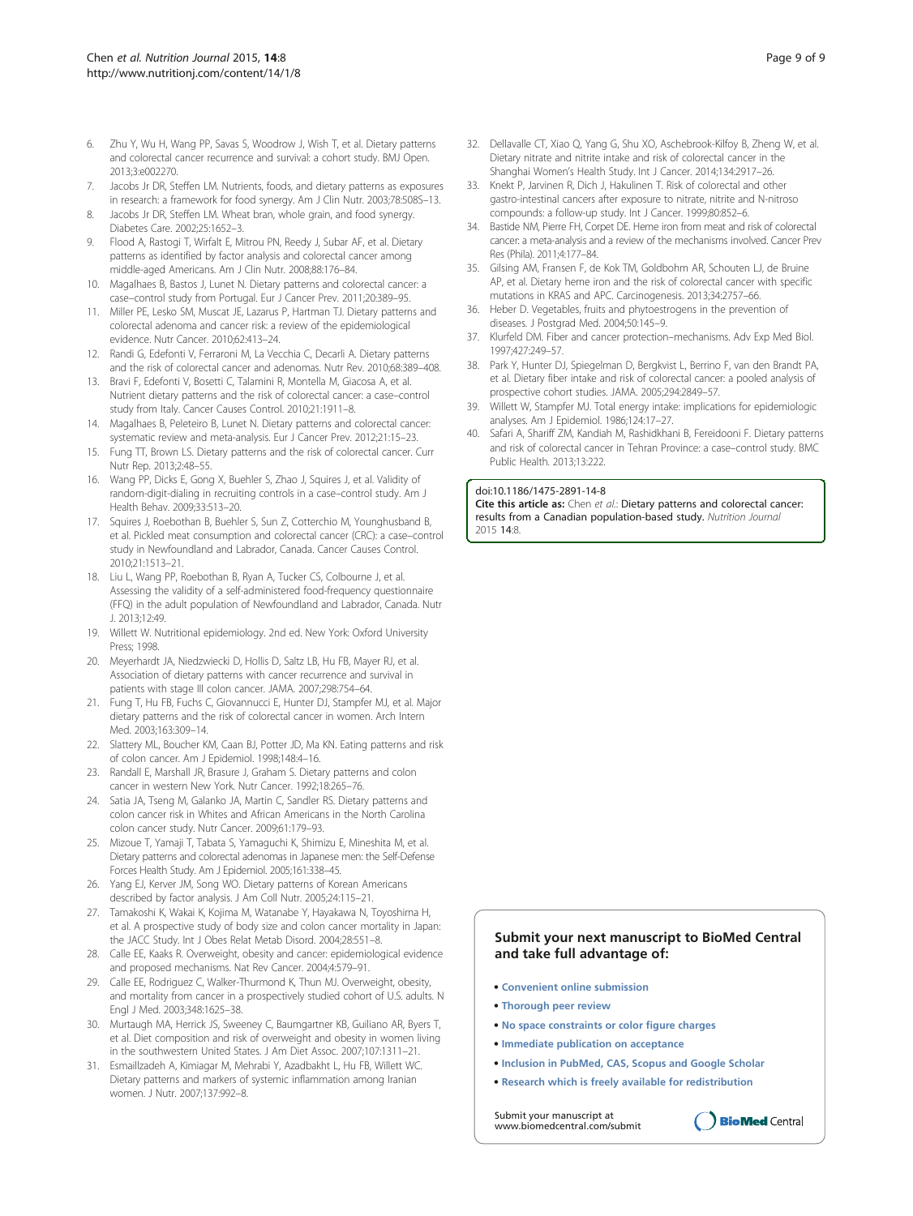6. Zhu Y, Wu H, Wang PP, Savas S, Woodrow J, Wish T, et al. Dietary patterns and colorectal cancer recurrence and survival: a cohort study. BMJ Open. 2013;3:e002270.
7. Jacobs Jr DR, Steffen LM. Nutrients, foods, and dietary patterns as exposures in research: a framework for food synergy. Am J Clin Nutr. 2003;78:508S–13.
8. Jacobs Jr DR, Steffen LM. Wheat bran, whole grain, and food synergy. Diabetes Care. 2002;25:1652–3.
9. Flood A, Rastogi T, Wirfalt E, Mitrou PN, Reedy J, Subar AF, et al. Dietary patterns as identified by factor analysis and colorectal cancer among middle-aged Americans. Am J Clin Nutr. 2008;88:176–84.
10. Magalhaes B, Bastos J, Lunet N. Dietary patterns and colorectal cancer: a case–control study from Portugal. Eur J Cancer Prev. 2011;20:389–95.
11. Miller PE, Lesko SM, Muscat JE, Lazarus P, Hartman TJ. Dietary patterns and colorectal adenoma and cancer risk: a review of the epidemiological evidence. Nutr Cancer. 2010;62:413–24.
12. Randi G, Edefonti V, Ferraroni M, La Vecchia C, Decarli A. Dietary patterns and the risk of colorectal cancer and adenomas. Nutr Rev. 2010;68:389–408.
13. Bravi F, Edefonti V, Bosetti C, Talamini R, Montella M, Giacosa A, et al. Nutrient dietary patterns and the risk of colorectal cancer: a case–control study from Italy. Cancer Causes Control. 2010;21:1911–8.
14. Magalhaes B, Peleteiro B, Lunet N. Dietary patterns and colorectal cancer: systematic review and meta-analysis. Eur J Cancer Prev. 2012;21:15–23.
15. Fung TT, Brown LS. Dietary patterns and the risk of colorectal cancer. Curr Nutr Rep. 2013;2:48–55.
16. Wang PP, Dicks E, Gong X, Buehler S, Zhao J, Squires J, et al. Validity of random-digit-dialing in recruiting controls in a case–control study. Am J Health Behav. 2009;33:513–20.
17. Squires J, Roebothan B, Buehler S, Sun Z, Cotterchio M, Younghusband B, et al. Pickled meat consumption and colorectal cancer (CRC): a case–control study in Newfoundland and Labrador, Canada. Cancer Causes Control. 2010;21:1513–21.
18. Liu L, Wang PP, Roebothan B, Ryan A, Tucker CS, Colbourne J, et al. Assessing the validity of a self-administered food-frequency questionnaire (FFQ) in the adult population of Newfoundland and Labrador, Canada. Nutr J. 2013;12:49.
19. Willett W. Nutritional epidemiology. 2nd ed. New York: Oxford University Press; 1998.
20. Meyerhardt JA, Niedzwiecki D, Hollis D, Saltz LB, Hu FB, Mayer RJ, et al. Association of dietary patterns with cancer recurrence and survival in patients with stage III colon cancer. JAMA. 2007;298:754–64.
21. Fung T, Hu FB, Fuchs C, Giovannucci E, Hunter DJ, Stampfer MJ, et al. Major dietary patterns and the risk of colorectal cancer in women. Arch Intern Med. 2003;163:309–14.
22. Slattery ML, Boucher KM, Caan BJ, Potter JD, Ma KN. Eating patterns and risk of colon cancer. Am J Epidemiol. 1998;148:4–16.
23. Randall E, Marshall JR, Brasure J, Graham S. Dietary patterns and colon cancer in western New York. Nutr Cancer. 1992;18:265–76.
24. Satia JA, Tseng M, Galanko JA, Martin C, Sandler RS. Dietary patterns and colon cancer risk in Whites and African Americans in the North Carolina colon cancer study. Nutr Cancer. 2009;61:179–93.
25. Mizoue T, Yamaji T, Tabata S, Yamaguchi K, Shimizu E, Mineshita M, et al. Dietary patterns and colorectal adenomas in Japanese men: the Self-Defense Forces Health Study. Am J Epidemiol. 2005;161:338–45.
26. Yang EJ, Kerver JM, Song WO. Dietary patterns of Korean Americans described by factor analysis. J Am Coll Nutr. 2005;24:115–21.
27. Tamakoshi K, Wakai K, Kojima M, Watanabe Y, Hayakawa N, Toyoshima H, et al. A prospective study of body size and colon cancer mortality in Japan: the JACC Study. Int J Obes Relat Metab Disord. 2004;28:551–8.
28. Calle EE, Kaaks R. Overweight, obesity and cancer: epidemiological evidence and proposed mechanisms. Nat Rev Cancer. 2004;4:579–91.
29. Calle EE, Rodriguez C, Walker-Thurmond K, Thun MJ. Overweight, obesity, and mortality from cancer in a prospectively studied cohort of U.S. adults. N Engl J Med. 2003;348:1625–38.
30. Murtaugh MA, Herrick JS, Sweeney C, Baumgartner KB, Guiliano AR, Byers T, et al. Diet composition and risk of overweight and obesity in women living in the southwestern United States. J Am Diet Assoc. 2007;107:1311–21.
31. Esmaillzadeh A, Kimiagar M, Mehrabi Y, Azadbakht L, Hu FB, Willett WC. Dietary patterns and markers of systemic inflammation among Iranian women. J Nutr. 2007;137:992–8.
32. Dellavalle CT, Xiao Q, Yang G, Shu XO, Aschebrook-Kilfoy B, Zheng W, et al. Dietary nitrate and nitrite intake and risk of colorectal cancer in the Shanghai Women's Health Study. Int J Cancer. 2014;134:2917–26.
33. Knekt P, Jarvinen R, Dich J, Hakulinen T. Risk of colorectal and other gastro-intestinal cancers after exposure to nitrate, nitrite and N-nitroso compounds: a follow-up study. Int J Cancer. 1999;80:852–6.
34. Bastide NM, Pierre FH, Corpet DE. Heme iron from meat and risk of colorectal cancer: a meta-analysis and a review of the mechanisms involved. Cancer Prev Res (Phila). 2011;4:177–84.
35. Gilsing AM, Fransen F, de Kok TM, Goldbohm AR, Schouten LJ, de Bruine AP, et al. Dietary heme iron and the risk of colorectal cancer with specific mutations in KRAS and APC. Carcinogenesis. 2013;34:2757–66.
36. Heber D. Vegetables, fruits and phytoestrogens in the prevention of diseases. J Postgrad Med. 2004;50:145–9.
37. Klurfeld DM. Fiber and cancer protection–mechanisms. Adv Exp Med Biol. 1997;427:249–57.
38. Park Y, Hunter DJ, Spiegelman D, Bergkvist L, Berrino F, van den Brandt PA, et al. Dietary fiber intake and risk of colorectal cancer: a pooled analysis of prospective cohort studies. JAMA. 2005;294:2849–57.
39. Willett W, Stampfer MJ. Total energy intake: implications for epidemiologic analyses. Am J Epidemiol. 1986;124:17–27.
40. Safari A, Shariff ZM, Kandiah M, Rashidkhani B, Fereidooni F. Dietary patterns and risk of colorectal cancer in Tehran Province: a case–control study. BMC Public Health. 2013;13:222.

doi:10.1186/1475-2891-14-8
**Cite this article as:** Chen *et al.*: Dietary patterns and colorectal cancer: results from a Canadian population-based study. *Nutrition Journal* 2015 **14**:8.

**Submit your next manuscript to BioMed Central and take full advantage of:**

- **Convenient online submission**
- **Thorough peer review**
- **No space constraints or color figure charges**
- **Immediate publication on acceptance**
- **Inclusion in PubMed, CAS, Scopus and Google Scholar**
- **Research which is freely available for redistribution**

Submit your manuscript at
www.biomedcentral.com/submit

BioMed Central